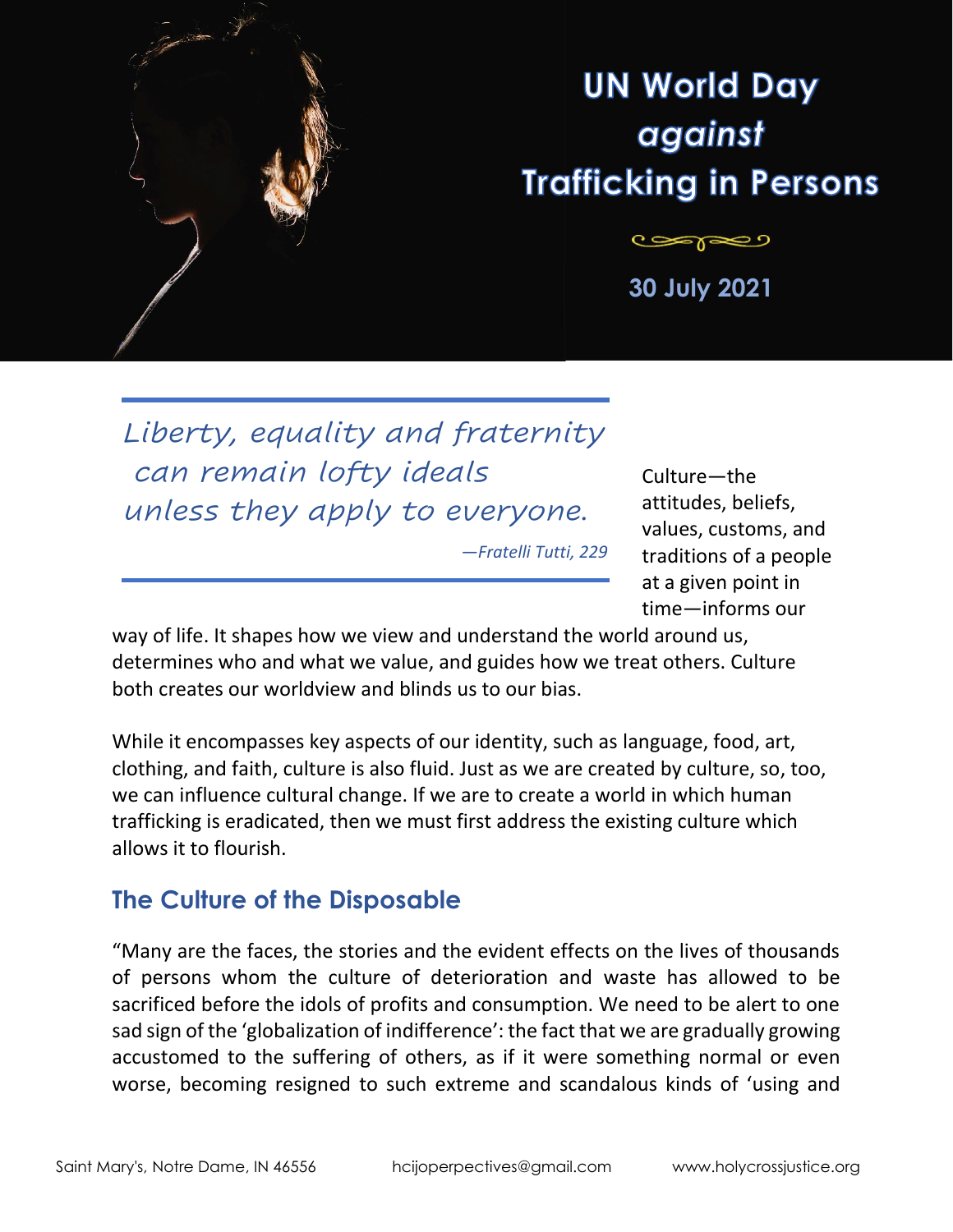# UN World Day *against* Trafficking in Persons

**30 July 2021**

> *Liberty, equality and fraternity can remain lofty ideals unless they apply to everyone.*
>
> *—Fratelli Tutti, 229*

Culture—the attitudes, beliefs, values, customs, and traditions of a people at a given point in time—informs our way of life. It shapes how we view and understand the world around us, determines who and what we value, and guides how we treat others. Culture both creates our worldview and blinds us to our bias.

While it encompasses key aspects of our identity, such as language, food, art, clothing, and faith, culture is also fluid. Just as we are created by culture, so, too, we can influence cultural change. If we are to create a world in which human trafficking is eradicated, then we must first address the existing culture which allows it to flourish.

## The Culture of the Disposable

"Many are the faces, the stories and the evident effects on the lives of thousands of persons whom the culture of deterioration and waste has allowed to be sacrificed before the idols of profits and consumption. We need to be alert to one sad sign of the 'globalization of indifference': the fact that we are gradually growing accustomed to the suffering of others, as if it were something normal or even worse, becoming resigned to such extreme and scandalous kinds of 'using and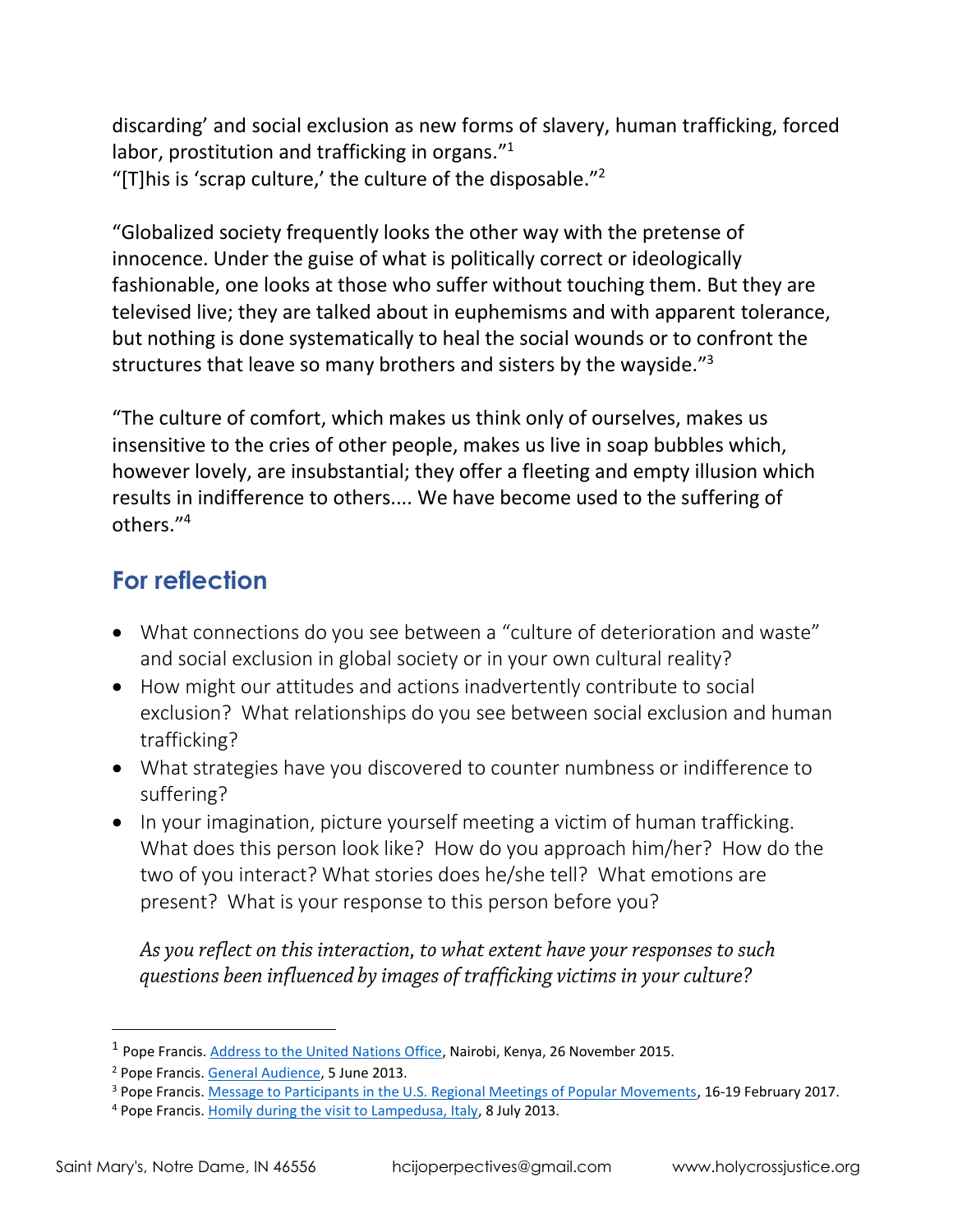discarding' and social exclusion as new forms of slavery, human trafficking, forced labor, prostitution and trafficking in organs."[1]
"[T]his is 'scrap culture,' the culture of the disposable."[2]

"Globalized society frequently looks the other way with the pretense of innocence. Under the guise of what is politically correct or ideologically fashionable, one looks at those who suffer without touching them. But they are televised live; they are talked about in euphemisms and with apparent tolerance, but nothing is done systematically to heal the social wounds or to confront the structures that leave so many brothers and sisters by the wayside."[3]

"The culture of comfort, which makes us think only of ourselves, makes us insensitive to the cries of other people, makes us live in soap bubbles which, however lovely, are insubstantial; they offer a fleeting and empty illusion which results in indifference to others.... We have become used to the suffering of others."[4]

## For reflection

- What connections do you see between a "culture of deterioration and waste" and social exclusion in global society or in your own cultural reality?
- How might our attitudes and actions inadvertently contribute to social exclusion? What relationships do you see between social exclusion and human trafficking?
- What strategies have you discovered to counter numbness or indifference to suffering?
- In your imagination, picture yourself meeting a victim of human trafficking. What does this person look like? How do you approach him/her? How do the two of you interact? What stories does he/she tell? What emotions are present? What is your response to this person before you?

  *As you reflect on this interaction, to what extent have your responses to such questions been influenced by images of trafficking victims in your culture?*

---

[1] Pope Francis. Address to the United Nations Office, Nairobi, Kenya, 26 November 2015.
[2] Pope Francis. General Audience, 5 June 2013.
[3] Pope Francis. Message to Participants in the U.S. Regional Meetings of Popular Movements, 16-19 February 2017.
[4] Pope Francis. Homily during the visit to Lampedusa, Italy, 8 July 2013.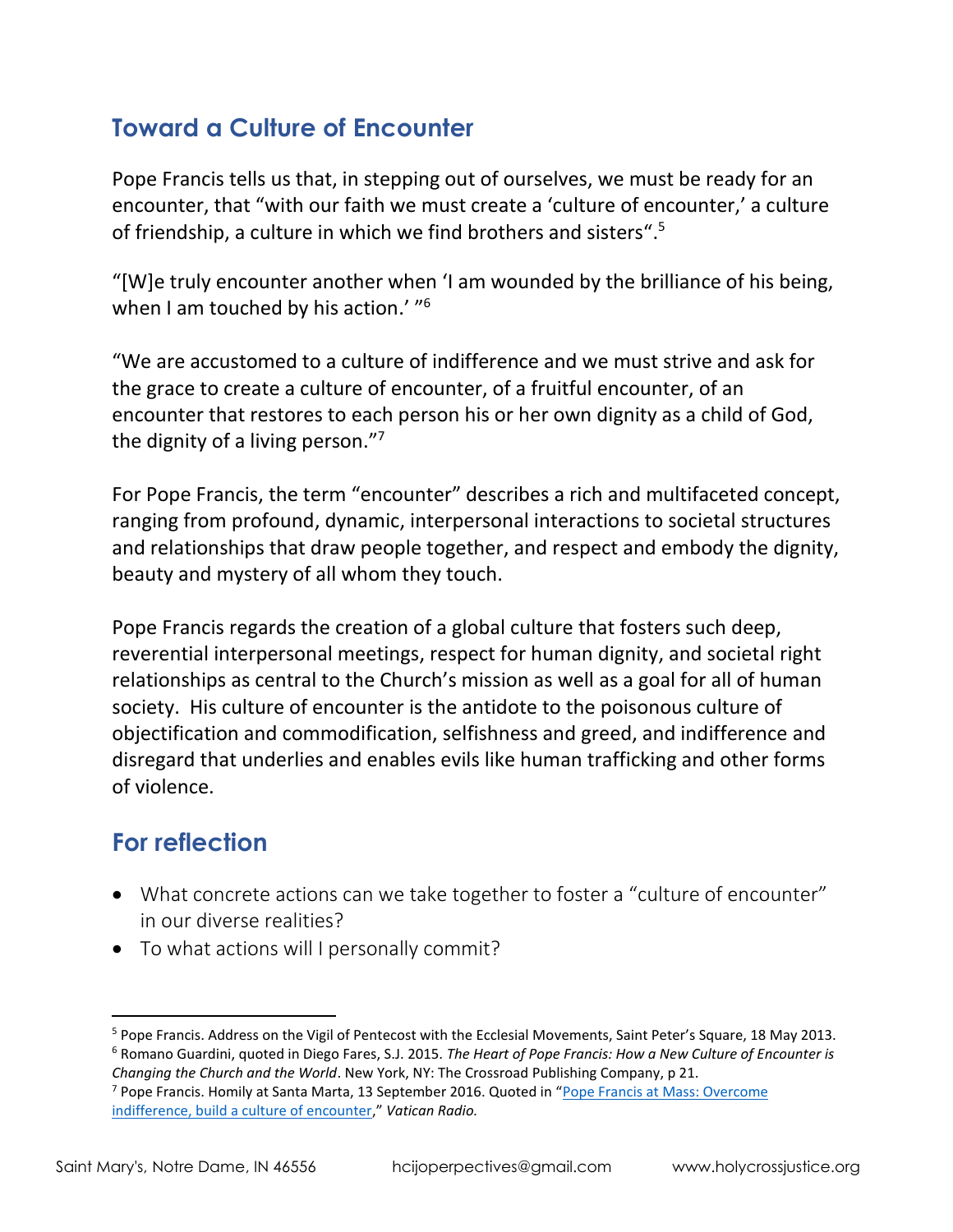## Toward a Culture of Encounter

Pope Francis tells us that, in stepping out of ourselves, we must be ready for an encounter, that "with our faith we must create a 'culture of encounter,' a culture of friendship, a culture in which we find brothers and sisters".[5]

"[W]e truly encounter another when 'I am wounded by the brilliance of his being, when I am touched by his action.' "[6]

"We are accustomed to a culture of indifference and we must strive and ask for the grace to create a culture of encounter, of a fruitful encounter, of an encounter that restores to each person his or her own dignity as a child of God, the dignity of a living person."[7]

For Pope Francis, the term "encounter" describes a rich and multifaceted concept, ranging from profound, dynamic, interpersonal interactions to societal structures and relationships that draw people together, and respect and embody the dignity, beauty and mystery of all whom they touch.

Pope Francis regards the creation of a global culture that fosters such deep, reverential interpersonal meetings, respect for human dignity, and societal right relationships as central to the Church's mission as well as a goal for all of human society. His culture of encounter is the antidote to the poisonous culture of objectification and commodification, selfishness and greed, and indifference and disregard that underlies and enables evils like human trafficking and other forms of violence.

## For reflection

- What concrete actions can we take together to foster a "culture of encounter" in our diverse realities?
- To what actions will I personally commit?

---

[5] Pope Francis. Address on the Vigil of Pentecost with the Ecclesial Movements, Saint Peter's Square, 18 May 2013.

[6] Romano Guardini, quoted in Diego Fares, S.J. 2015. *The Heart of Pope Francis: How a New Culture of Encounter is Changing the Church and the World*. New York, NY: The Crossroad Publishing Company, p 21.

[7] Pope Francis. Homily at Santa Marta, 13 September 2016. Quoted in "Pope Francis at Mass: Overcome indifference, build a culture of encounter," *Vatican Radio.*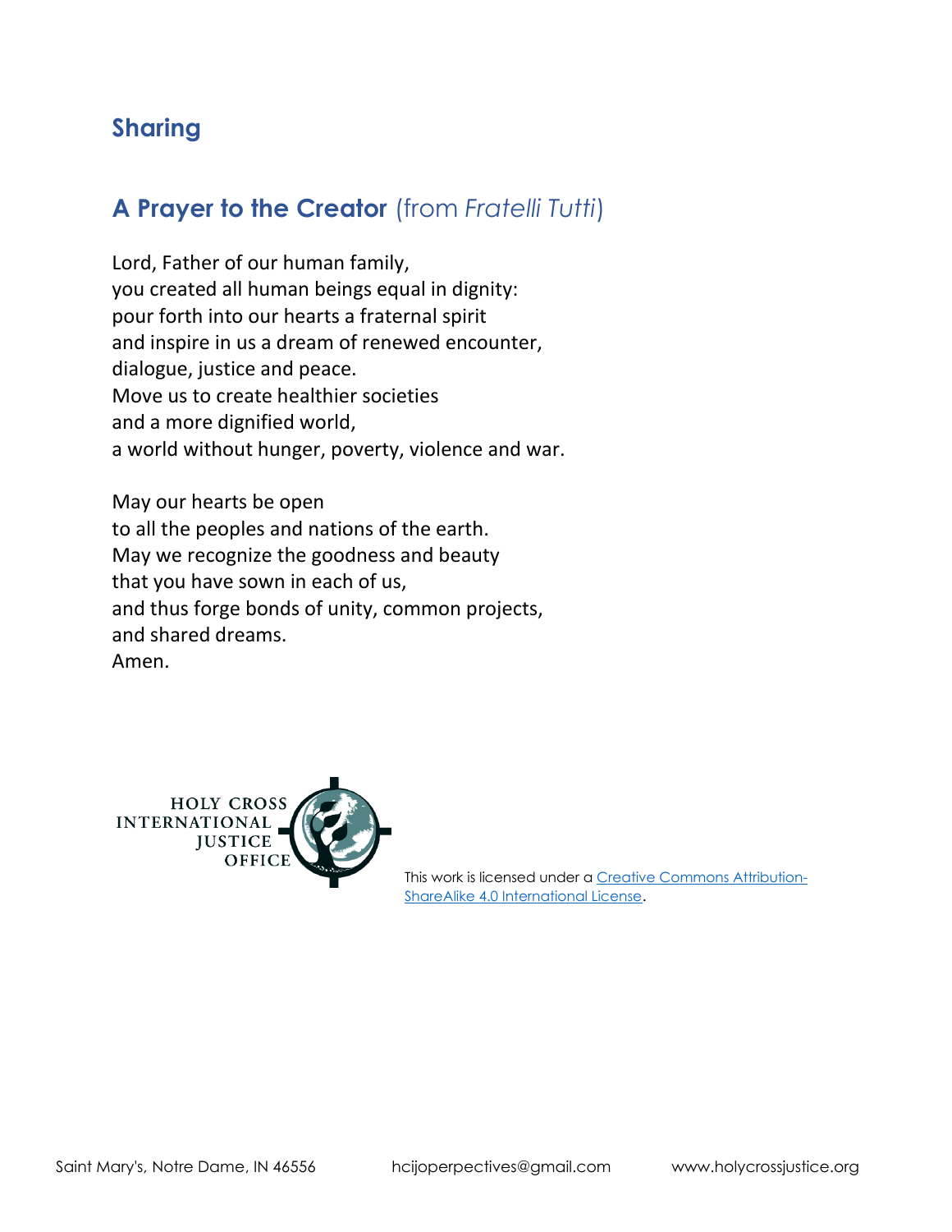## Sharing

## A Prayer to the Creator (from *Fratelli Tutti*)

Lord, Father of our human family,
you created all human beings equal in dignity:
pour forth into our hearts a fraternal spirit
and inspire in us a dream of renewed encounter,
dialogue, justice and peace.
Move us to create healthier societies
and a more dignified world,
a world without hunger, poverty, violence and war.

May our hearts be open
to all the peoples and nations of the earth.
May we recognize the goodness and beauty
that you have sown in each of us,
and thus forge bonds of unity, common projects,
and shared dreams.
Amen.

HOLY CROSS INTERNATIONAL JUSTICE OFFICE

This work is licensed under a [Creative Commons Attribution-ShareAlike 4.0 International License](https://creativecommons.org/licenses/by-sa/4.0/).

Saint Mary's, Notre Dame, IN 46556 hcijoperpectives@gmail.com www.holycrossjustice.org